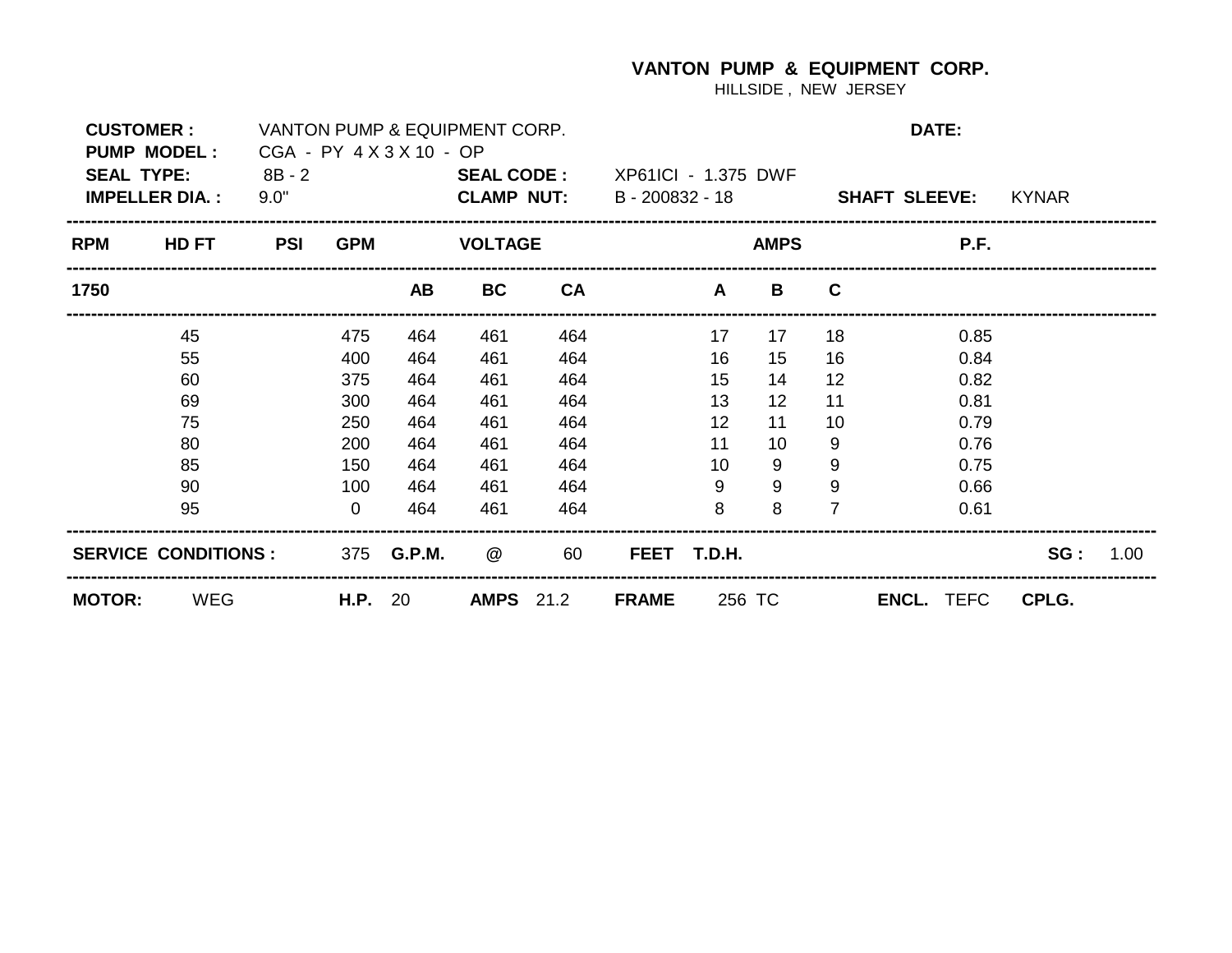**VANTON PUMP & EQUIPMENT CORP.**
HILLSIDE , NEW JERSEY

**CUSTOMER :** VANTON PUMP & EQUIPMENT CORP. **DATE:**
**PUMP MODEL :** CGA - PY 4 X 3 X 10 - OP
**SEAL TYPE:** 8B - 2 **SEAL CODE :** XP61ICI - 1.375 DWF
**IMPELLER DIA. :** 9.0" **CLAMP NUT:** B - 200832 - 18 **SHAFT SLEEVE:** KYNAR

| RPM | HD FT | PSI | GPM | VOLTAGE | | | AMPS | | | P.F. |
|---|---|---|---|---|---|---|---|---|---|---|
| 1750 | | | | AB | BC | CA | A | B | C | |
| | 45 | | 475 | 464 | 461 | 464 | 17 | 17 | 18 | 0.85 |
| | 55 | | 400 | 464 | 461 | 464 | 16 | 15 | 16 | 0.84 |
| | 60 | | 375 | 464 | 461 | 464 | 15 | 14 | 12 | 0.82 |
| | 69 | | 300 | 464 | 461 | 464 | 13 | 12 | 11 | 0.81 |
| | 75 | | 250 | 464 | 461 | 464 | 12 | 11 | 10 | 0.79 |
| | 80 | | 200 | 464 | 461 | 464 | 11 | 10 | 9 | 0.76 |
| | 85 | | 150 | 464 | 461 | 464 | 10 | 9 | 9 | 0.75 |
| | 90 | | 100 | 464 | 461 | 464 | 9 | 9 | 9 | 0.66 |
| | 95 | | 0 | 464 | 461 | 464 | 8 | 8 | 7 | 0.61 |

**SERVICE CONDITIONS :** 375 **G.P.M.** @ 60 **FEET T.D.H.** **SG :** 1.00

**MOTOR:** WEG **H.P.** 20 **AMPS** 21.2 **FRAME** 256 TC **ENCL.** TEFC **CPLG.**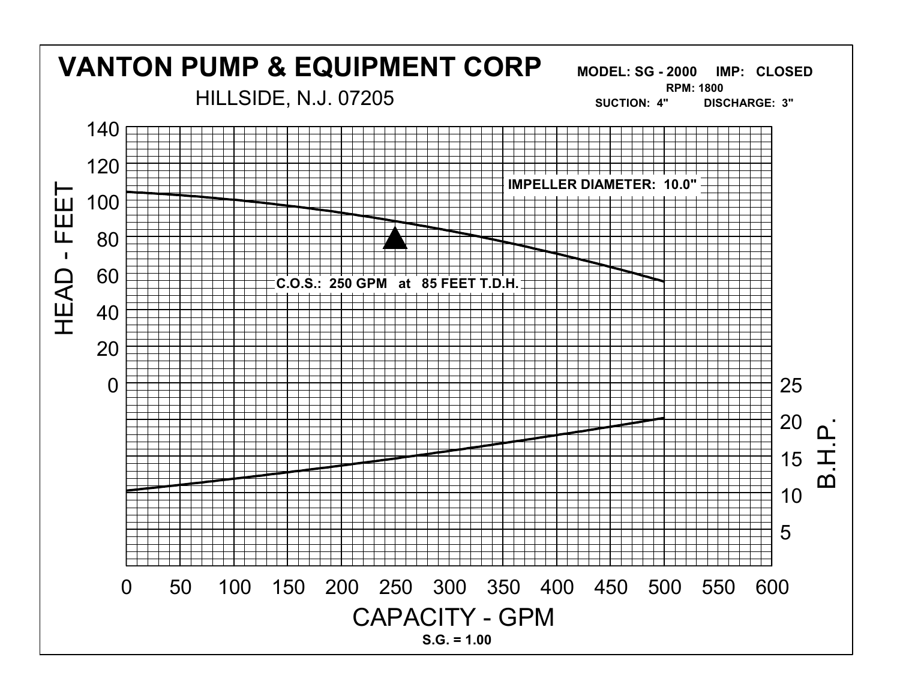# VANTON PUMP & EQUIPMENT CORP

HILLSIDE, N.J. 07205

MODEL: SG - 2000 IMP: CLOSED

RPM: 1800

SUCTION: 4" DISCHARGE: 3"

IMPELLER DIAMETER: 10.0"

C.O.S.: 250 GPM at 85 FEET T.D.H.

HEAD - FEET

140
120
100
80
60
40
20
0

B.H.P.

25
20
15
10
5

0 50 100 150 200 250 300 350 400 450 500 550 600

CAPACITY - GPM

S.G. = 1.00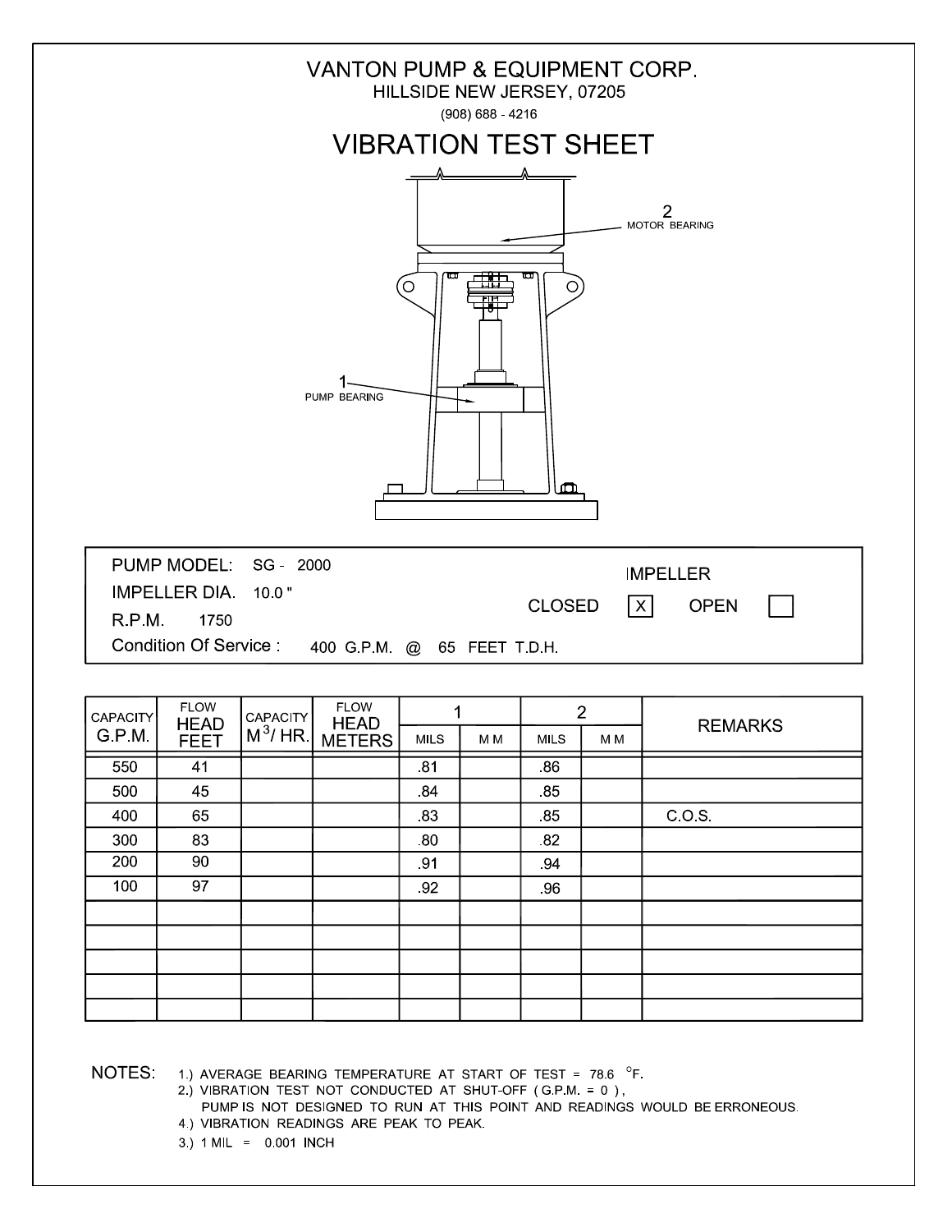# VANTON PUMP & EQUIPMENT CORP.

HILLSIDE NEW JERSEY, 07205

(908) 688 - 4216

## VIBRATION TEST SHEET

2 MOTOR BEARING

1 PUMP BEARING

PUMP MODEL: SG - 2000

IMPELLER DIA. 10.0 "

R.P.M. 1750

Condition Of Service : 400 G.P.M. @ 65 FEET T.D.H.

IMPELLER

CLOSED [X] OPEN [ ]

| CAPACITY G.P.M. | FLOW HEAD FEET | CAPACITY $M^3$/ HR. | FLOW HEAD METERS | 1 | | 2 | | REMARKS |
|---|---|---|---|---|---|---|---|---|
| | | | | MILS | M M | MILS | M M | |
| 550 | 41 | | | .81 | | .86 | | |
| 500 | 45 | | | .84 | | .85 | | |
| 400 | 65 | | | .83 | | .85 | | C.O.S. |
| 300 | 83 | | | .80 | | .82 | | |
| 200 | 90 | | | .91 | | .94 | | |
| 100 | 97 | | | .92 | | .96 | | |
| | | | | | | | | |
| | | | | | | | | |
| | | | | | | | | |
| | | | | | | | | |
| | | | | | | | | |

NOTES:
1.) AVERAGE BEARING TEMPERATURE AT START OF TEST = 78.6 °F.
2.) VIBRATION TEST NOT CONDUCTED AT SHUT-OFF ( G.P.M. = 0 ), PUMP IS NOT DESIGNED TO RUN AT THIS POINT AND READINGS WOULD BE ERRONEOUS.
4.) VIBRATION READINGS ARE PEAK TO PEAK.
3.) 1 MIL = 0.001 INCH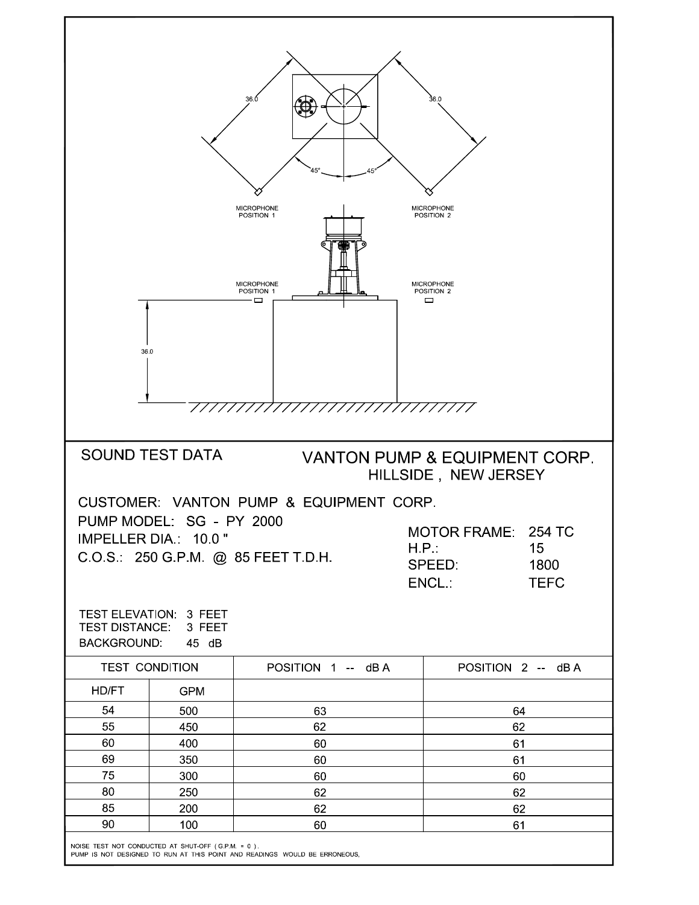36.0

36.0

45°

45°

MICROPHONE
POSITION 1

MICROPHONE
POSITION 2

MICROPHONE
POSITION 1

MICROPHONE
POSITION 2

36.0

## SOUND TEST DATA

## VANTON PUMP & EQUIPMENT CORP.
HILLSIDE , NEW JERSEY

CUSTOMER: VANTON PUMP & EQUIPMENT CORP.
PUMP MODEL: SG - PY 2000
IMPELLER DIA.: 10.0 "
C.O.S.: 250 G.P.M. @ 85 FEET T.D.H.

MOTOR FRAME: 254 TC
H.P.: 15
SPEED: 1800
ENCL.: TEFC

TEST ELEVATION: 3 FEET
TEST DISTANCE: 3 FEET
BACKGROUND: 45 dB

| TEST CONDITION | | POSITION 1 -- dB A | POSITION 2 -- dB A |
|---|---|---|---|
| HD/FT | GPM | | |
| 54 | 500 | 63 | 64 |
| 55 | 450 | 62 | 62 |
| 60 | 400 | 60 | 61 |
| 69 | 350 | 60 | 61 |
| 75 | 300 | 60 | 60 |
| 80 | 250 | 62 | 62 |
| 85 | 200 | 62 | 62 |
| 90 | 100 | 60 | 61 |

NOISE TEST NOT CONDUCTED AT SHUT-OFF ( G.P.M. = 0 ).
PUMP IS NOT DESIGNED TO RUN AT THIS POINT AND READINGS WOULD BE ERRONEOUS,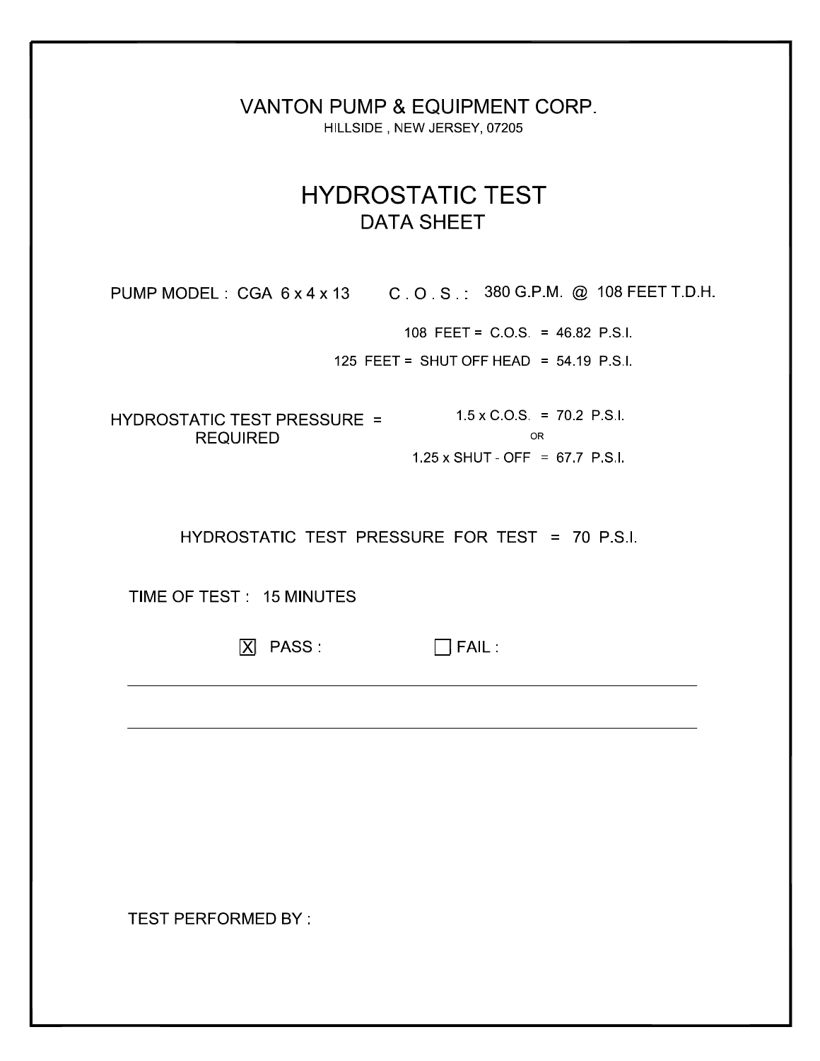VANTON PUMP & EQUIPMENT CORP.

HILLSIDE , NEW JERSEY, 07205

# HYDROSTATIC TEST

## DATA SHEET

PUMP MODEL : CGA 6 x 4 x 13 C . O . S . : 380 G.P.M. @ 108 FEET T.D.H.

108 FEET = C.O.S. = 46.82 P.S.I.

125 FEET = SHUT OFF HEAD = 54.19 P.S.I.

HYDROSTATIC TEST PRESSURE = REQUIRED

1.5 x C.O.S. = 70.2 P.S.I.

OR

1.25 x SHUT - OFF = 67.7 P.S.I.

HYDROSTATIC TEST PRESSURE FOR TEST = 70 P.S.I.

TIME OF TEST : 15 MINUTES

[X] PASS : [ ] FAIL :

TEST PERFORMED BY :